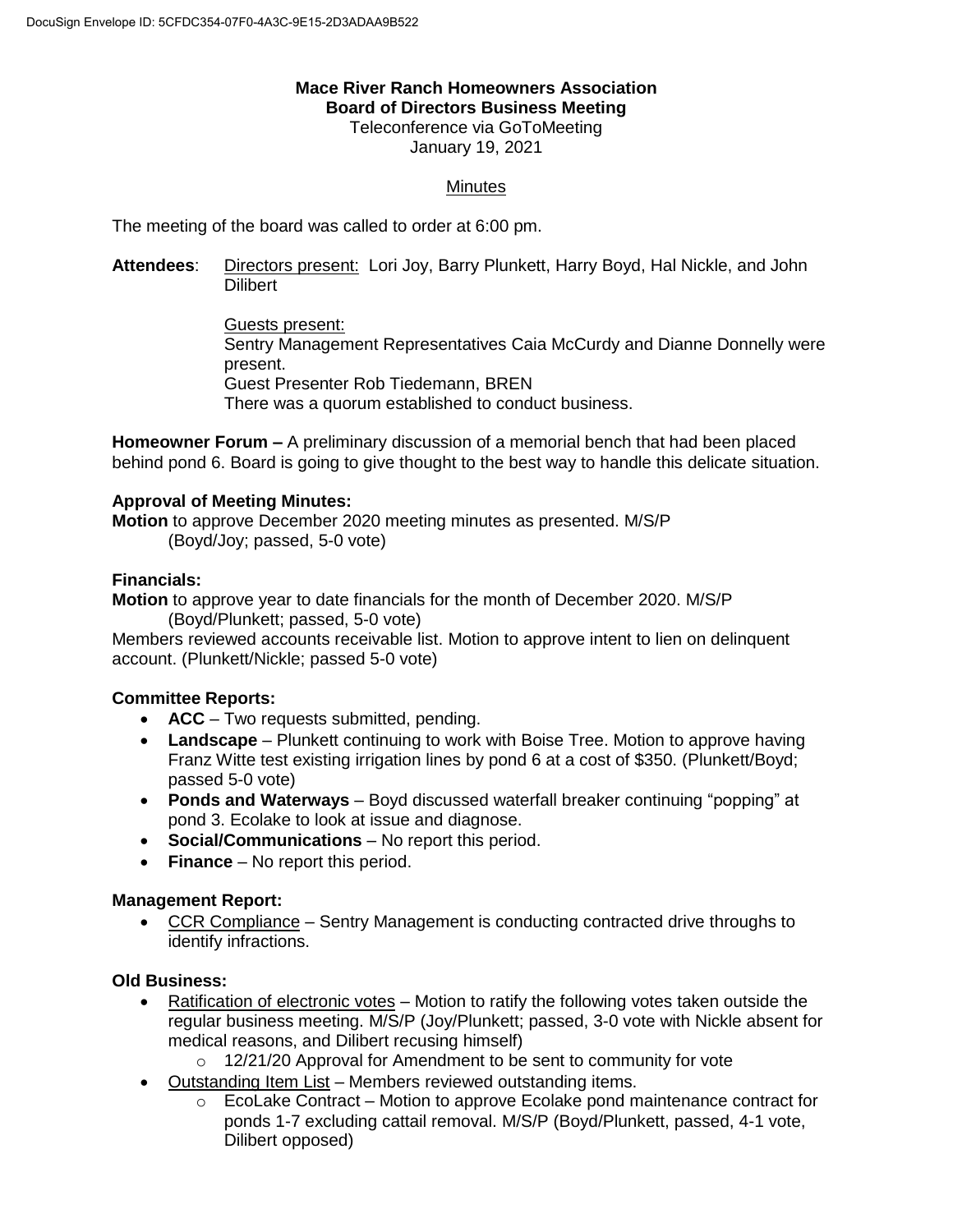**Mace River Ranch Homeowners Association**
**Board of Directors Business Meeting**
Teleconference via GoToMeeting
January 19, 2021

Minutes

The meeting of the board was called to order at 6:00 pm.

**Attendees**: Directors present: Lori Joy, Barry Plunkett, Harry Boyd, Hal Nickle, and John Dilibert

Guests present:
Sentry Management Representatives Caia McCurdy and Dianne Donnelly were present.
Guest Presenter Rob Tiedemann, BREN
There was a quorum established to conduct business.

**Homeowner Forum –** A preliminary discussion of a memorial bench that had been placed behind pond 6. Board is going to give thought to the best way to handle this delicate situation.

**Approval of Meeting Minutes:**
**Motion** to approve December 2020 meeting minutes as presented. M/S/P
(Boyd/Joy; passed, 5-0 vote)

**Financials:**
**Motion** to approve year to date financials for the month of December 2020. M/S/P
(Boyd/Plunkett; passed, 5-0 vote)
Members reviewed accounts receivable list. Motion to approve intent to lien on delinquent account. (Plunkett/Nickle; passed 5-0 vote)

**Committee Reports:**

- **ACC** – Two requests submitted, pending.
- **Landscape** – Plunkett continuing to work with Boise Tree. Motion to approve having Franz Witte test existing irrigation lines by pond 6 at a cost of $350. (Plunkett/Boyd; passed 5-0 vote)
- **Ponds and Waterways** – Boyd discussed waterfall breaker continuing "popping" at pond 3. Ecolake to look at issue and diagnose.
- **Social/Communications** – No report this period.
- **Finance** – No report this period.

**Management Report:**

- CCR Compliance – Sentry Management is conducting contracted drive throughs to identify infractions.

**Old Business:**

- Ratification of electronic votes – Motion to ratify the following votes taken outside the regular business meeting. M/S/P (Joy/Plunkett; passed, 3-0 vote with Nickle absent for medical reasons, and Dilibert recusing himself)
  - 12/21/20 Approval for Amendment to be sent to community for vote
- Outstanding Item List – Members reviewed outstanding items.
  - EcoLake Contract – Motion to approve Ecolake pond maintenance contract for ponds 1-7 excluding cattail removal. M/S/P (Boyd/Plunkett, passed, 4-1 vote, Dilibert opposed)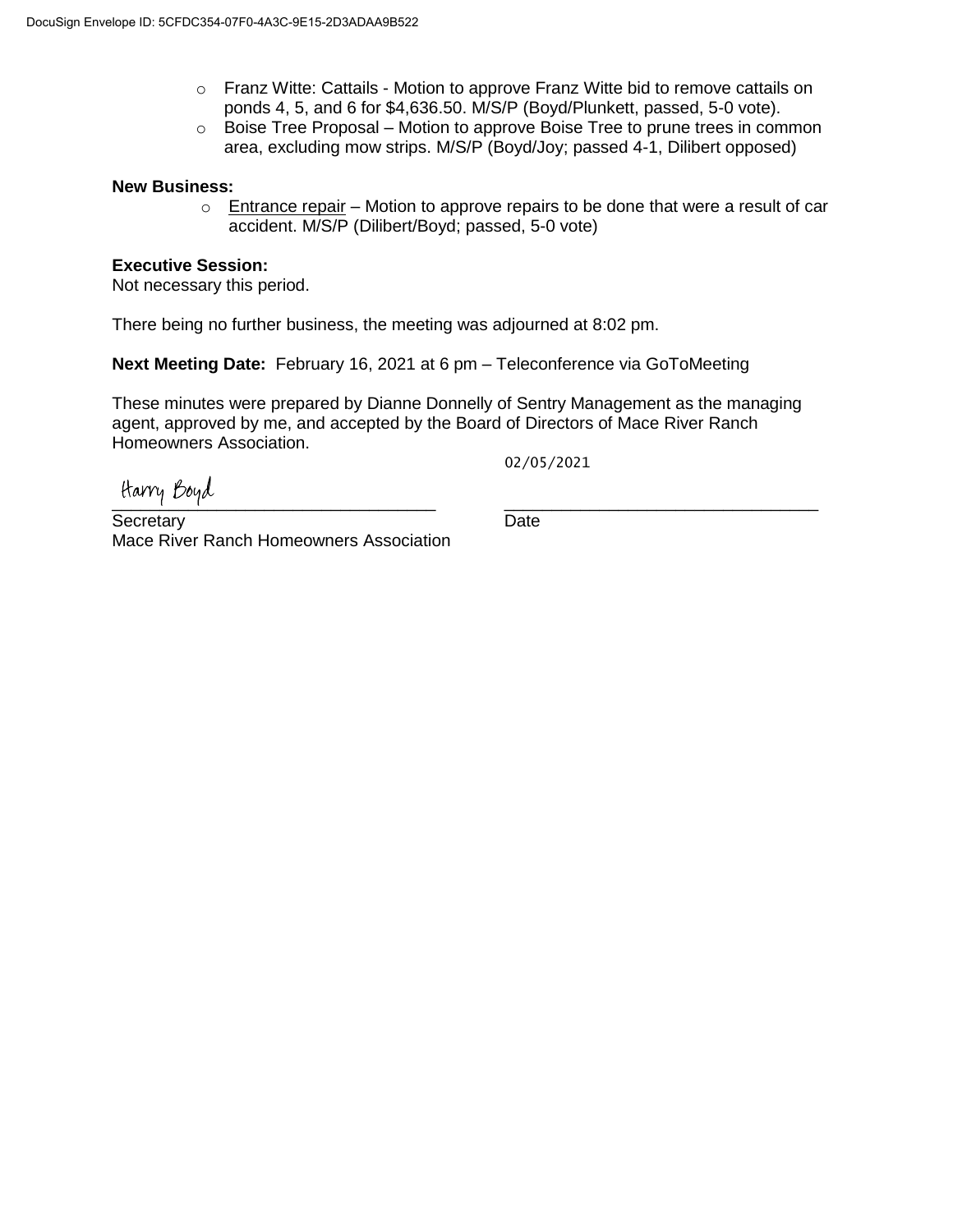- Franz Witte: Cattails - Motion to approve Franz Witte bid to remove cattails on ponds 4, 5, and 6 for $4,636.50. M/S/P (Boyd/Plunkett, passed, 5-0 vote).
- Boise Tree Proposal – Motion to approve Boise Tree to prune trees in common area, excluding mow strips. M/S/P (Boyd/Joy; passed 4-1, Dilibert opposed)

**New Business:**

- Entrance repair – Motion to approve repairs to be done that were a result of car accident. M/S/P (Dilibert/Boyd; passed, 5-0 vote)

**Executive Session:**
Not necessary this period.

There being no further business, the meeting was adjourned at 8:02 pm.

**Next Meeting Date:** February 16, 2021 at 6 pm – Teleconference via GoToMeeting

These minutes were prepared by Dianne Donnelly of Sentry Management as the managing agent, approved by me, and accepted by the Board of Directors of Mace River Ranch Homeowners Association.

Harry Boyd _______________________________ 02/05/2021 _______________________________

Secretary Date

Mace River Ranch Homeowners Association